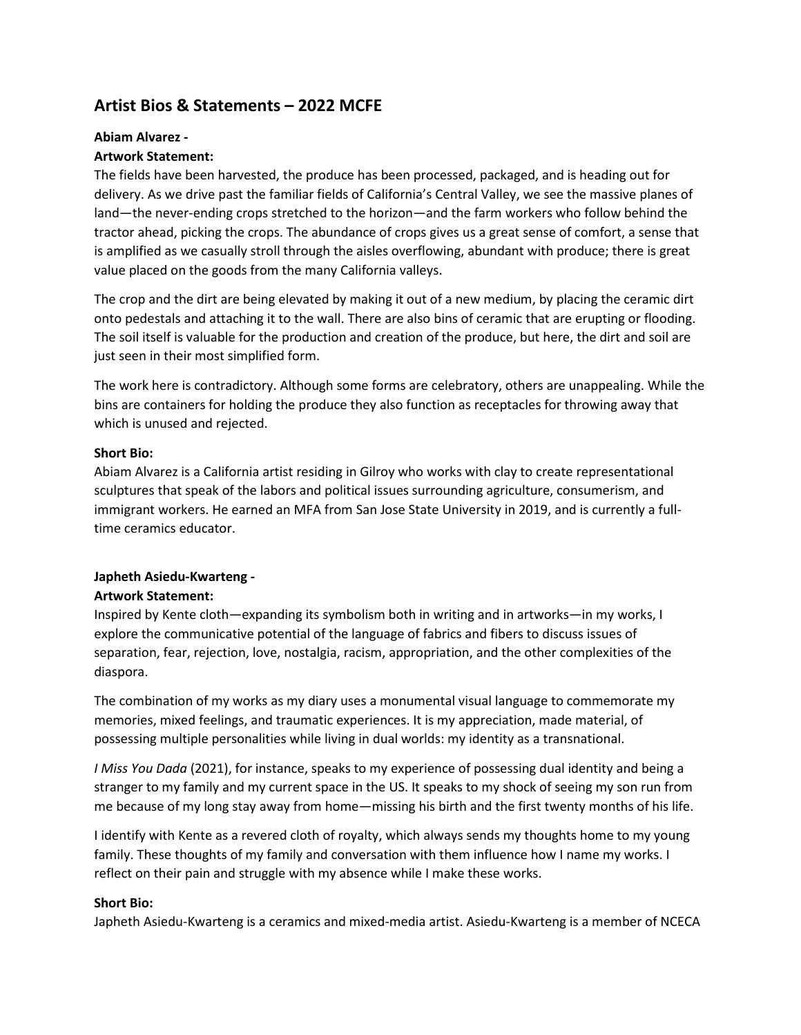# Artist Bios & Statements – 2022 MCFE

**Abiam Alvarez -**

**Artwork Statement:**

The fields have been harvested, the produce has been processed, packaged, and is heading out for delivery. As we drive past the familiar fields of California's Central Valley, we see the massive planes of land—the never-ending crops stretched to the horizon—and the farm workers who follow behind the tractor ahead, picking the crops. The abundance of crops gives us a great sense of comfort, a sense that is amplified as we casually stroll through the aisles overflowing, abundant with produce; there is great value placed on the goods from the many California valleys.

The crop and the dirt are being elevated by making it out of a new medium, by placing the ceramic dirt onto pedestals and attaching it to the wall. There are also bins of ceramic that are erupting or flooding. The soil itself is valuable for the production and creation of the produce, but here, the dirt and soil are just seen in their most simplified form.

The work here is contradictory. Although some forms are celebratory, others are unappealing. While the bins are containers for holding the produce they also function as receptacles for throwing away that which is unused and rejected.

**Short Bio:**

Abiam Alvarez is a California artist residing in Gilroy who works with clay to create representational sculptures that speak of the labors and political issues surrounding agriculture, consumerism, and immigrant workers. He earned an MFA from San Jose State University in 2019, and is currently a full-time ceramics educator.

**Japheth Asiedu-Kwarteng -**

**Artwork Statement:**

Inspired by Kente cloth—expanding its symbolism both in writing and in artworks—in my works, I explore the communicative potential of the language of fabrics and fibers to discuss issues of separation, fear, rejection, love, nostalgia, racism, appropriation, and the other complexities of the diaspora.

The combination of my works as my diary uses a monumental visual language to commemorate my memories, mixed feelings, and traumatic experiences. It is my appreciation, made material, of possessing multiple personalities while living in dual worlds: my identity as a transnational.

*I Miss You Dada* (2021), for instance, speaks to my experience of possessing dual identity and being a stranger to my family and my current space in the US. It speaks to my shock of seeing my son run from me because of my long stay away from home—missing his birth and the first twenty months of his life.

I identify with Kente as a revered cloth of royalty, which always sends my thoughts home to my young family. These thoughts of my family and conversation with them influence how I name my works. I reflect on their pain and struggle with my absence while I make these works.

**Short Bio:**

Japheth Asiedu-Kwarteng is a ceramics and mixed-media artist. Asiedu-Kwarteng is a member of NCECA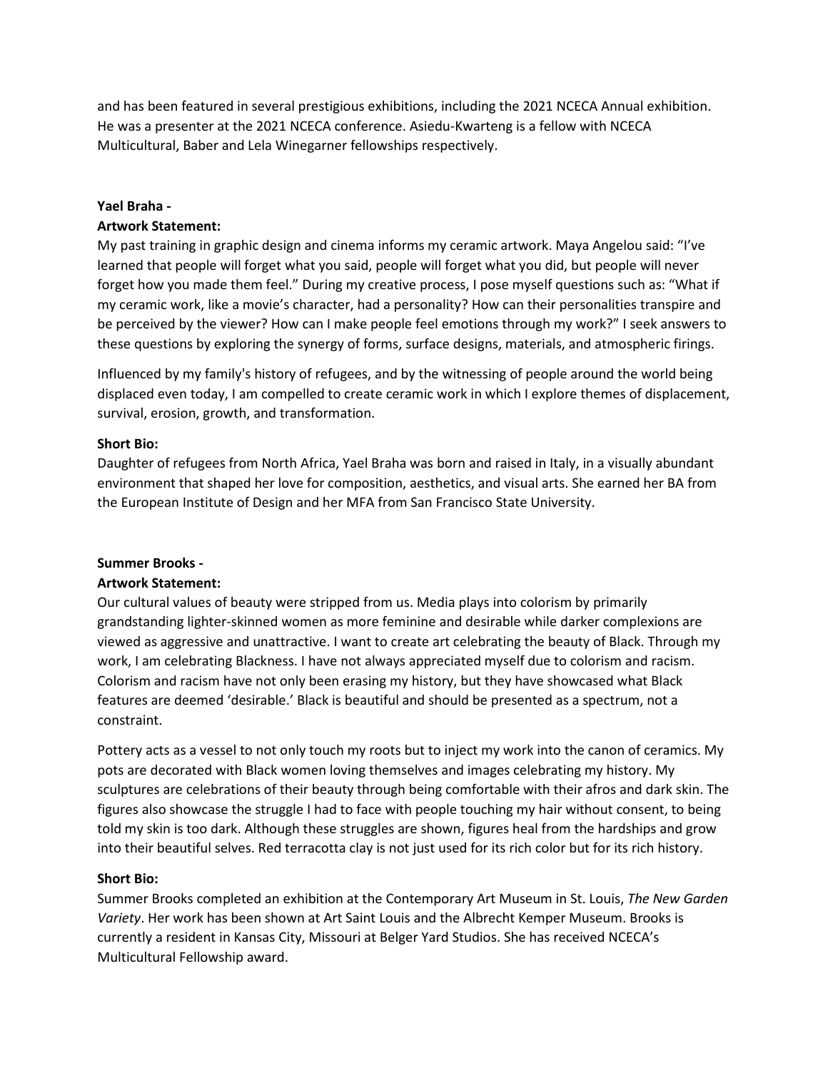and has been featured in several prestigious exhibitions, including the 2021 NCECA Annual exhibition. He was a presenter at the 2021 NCECA conference. Asiedu-Kwarteng is a fellow with NCECA Multicultural, Baber and Lela Winegarner fellowships respectively.

**Yael Braha -**

**Artwork Statement:**

My past training in graphic design and cinema informs my ceramic artwork. Maya Angelou said: "I've learned that people will forget what you said, people will forget what you did, but people will never forget how you made them feel." During my creative process, I pose myself questions such as: "What if my ceramic work, like a movie's character, had a personality? How can their personalities transpire and be perceived by the viewer? How can I make people feel emotions through my work?" I seek answers to these questions by exploring the synergy of forms, surface designs, materials, and atmospheric firings.

Influenced by my family's history of refugees, and by the witnessing of people around the world being displaced even today, I am compelled to create ceramic work in which I explore themes of displacement, survival, erosion, growth, and transformation.

**Short Bio:**

Daughter of refugees from North Africa, Yael Braha was born and raised in Italy, in a visually abundant environment that shaped her love for composition, aesthetics, and visual arts. She earned her BA from the European Institute of Design and her MFA from San Francisco State University.

**Summer Brooks -**

**Artwork Statement:**

Our cultural values of beauty were stripped from us. Media plays into colorism by primarily grandstanding lighter-skinned women as more feminine and desirable while darker complexions are viewed as aggressive and unattractive. I want to create art celebrating the beauty of Black. Through my work, I am celebrating Blackness. I have not always appreciated myself due to colorism and racism. Colorism and racism have not only been erasing my history, but they have showcased what Black features are deemed 'desirable.' Black is beautiful and should be presented as a spectrum, not a constraint.

Pottery acts as a vessel to not only touch my roots but to inject my work into the canon of ceramics. My pots are decorated with Black women loving themselves and images celebrating my history. My sculptures are celebrations of their beauty through being comfortable with their afros and dark skin. The figures also showcase the struggle I had to face with people touching my hair without consent, to being told my skin is too dark. Although these struggles are shown, figures heal from the hardships and grow into their beautiful selves. Red terracotta clay is not just used for its rich color but for its rich history.

**Short Bio:**

Summer Brooks completed an exhibition at the Contemporary Art Museum in St. Louis, *The New Garden Variety*. Her work has been shown at Art Saint Louis and the Albrecht Kemper Museum. Brooks is currently a resident in Kansas City, Missouri at Belger Yard Studios. She has received NCECA's Multicultural Fellowship award.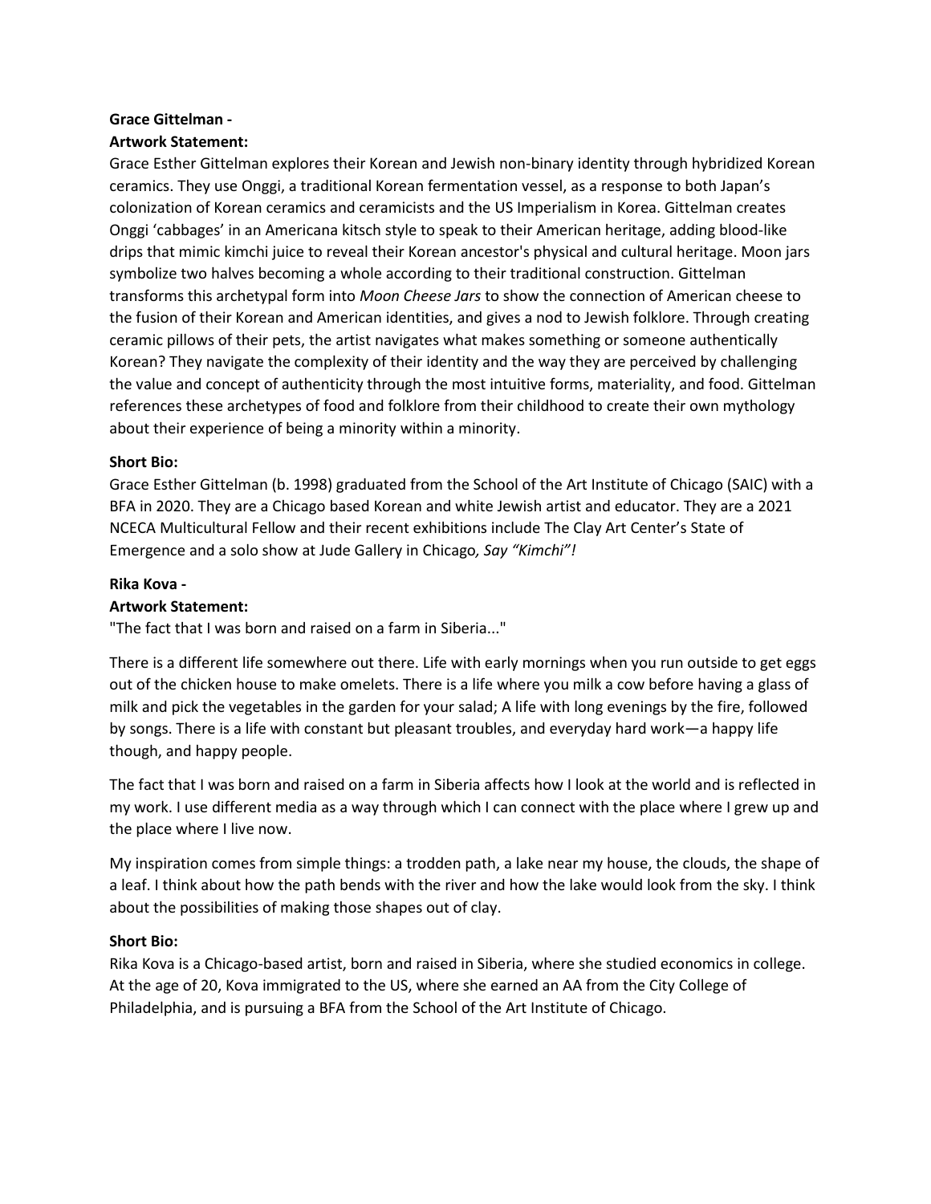**Grace Gittelman -**

**Artwork Statement:**

Grace Esther Gittelman explores their Korean and Jewish non-binary identity through hybridized Korean ceramics. They use Onggi, a traditional Korean fermentation vessel, as a response to both Japan's colonization of Korean ceramics and ceramicists and the US Imperialism in Korea. Gittelman creates Onggi 'cabbages' in an Americana kitsch style to speak to their American heritage, adding blood-like drips that mimic kimchi juice to reveal their Korean ancestor's physical and cultural heritage. Moon jars symbolize two halves becoming a whole according to their traditional construction. Gittelman transforms this archetypal form into *Moon Cheese Jars* to show the connection of American cheese to the fusion of their Korean and American identities, and gives a nod to Jewish folklore. Through creating ceramic pillows of their pets, the artist navigates what makes something or someone authentically Korean? They navigate the complexity of their identity and the way they are perceived by challenging the value and concept of authenticity through the most intuitive forms, materiality, and food. Gittelman references these archetypes of food and folklore from their childhood to create their own mythology about their experience of being a minority within a minority.

**Short Bio:**

Grace Esther Gittelman (b. 1998) graduated from the School of the Art Institute of Chicago (SAIC) with a BFA in 2020. They are a Chicago based Korean and white Jewish artist and educator. They are a 2021 NCECA Multicultural Fellow and their recent exhibitions include The Clay Art Center's State of Emergence and a solo show at Jude Gallery in Chicago*, Say "Kimchi"!*

**Rika Kova -**

**Artwork Statement:**

"The fact that I was born and raised on a farm in Siberia..."

There is a different life somewhere out there. Life with early mornings when you run outside to get eggs out of the chicken house to make omelets. There is a life where you milk a cow before having a glass of milk and pick the vegetables in the garden for your salad; A life with long evenings by the fire, followed by songs. There is a life with constant but pleasant troubles, and everyday hard work—a happy life though, and happy people.

The fact that I was born and raised on a farm in Siberia affects how I look at the world and is reflected in my work. I use different media as a way through which I can connect with the place where I grew up and the place where I live now.

My inspiration comes from simple things: a trodden path, a lake near my house, the clouds, the shape of a leaf. I think about how the path bends with the river and how the lake would look from the sky. I think about the possibilities of making those shapes out of clay.

**Short Bio:**

Rika Kova is a Chicago-based artist, born and raised in Siberia, where she studied economics in college. At the age of 20, Kova immigrated to the US, where she earned an AA from the City College of Philadelphia, and is pursuing a BFA from the School of the Art Institute of Chicago.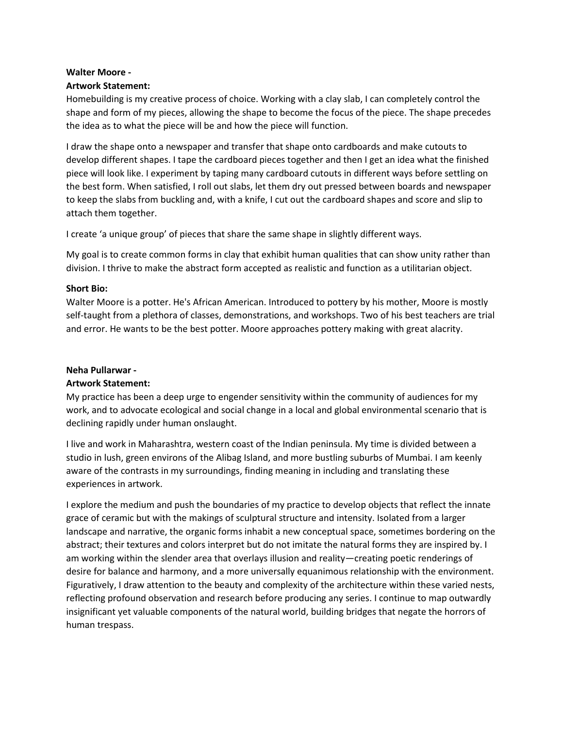**Walter Moore -**

**Artwork Statement:**

Homebuilding is my creative process of choice. Working with a clay slab, I can completely control the shape and form of my pieces, allowing the shape to become the focus of the piece. The shape precedes the idea as to what the piece will be and how the piece will function.

I draw the shape onto a newspaper and transfer that shape onto cardboards and make cutouts to develop different shapes. I tape the cardboard pieces together and then I get an idea what the finished piece will look like. I experiment by taping many cardboard cutouts in different ways before settling on the best form. When satisfied, I roll out slabs, let them dry out pressed between boards and newspaper to keep the slabs from buckling and, with a knife, I cut out the cardboard shapes and score and slip to attach them together.

I create 'a unique group' of pieces that share the same shape in slightly different ways.

My goal is to create common forms in clay that exhibit human qualities that can show unity rather than division. I thrive to make the abstract form accepted as realistic and function as a utilitarian object.

**Short Bio:**

Walter Moore is a potter. He's African American. Introduced to pottery by his mother, Moore is mostly self-taught from a plethora of classes, demonstrations, and workshops. Two of his best teachers are trial and error. He wants to be the best potter. Moore approaches pottery making with great alacrity.

**Neha Pullarwar -**

**Artwork Statement:**

My practice has been a deep urge to engender sensitivity within the community of audiences for my work, and to advocate ecological and social change in a local and global environmental scenario that is declining rapidly under human onslaught.

I live and work in Maharashtra, western coast of the Indian peninsula. My time is divided between a studio in lush, green environs of the Alibag Island, and more bustling suburbs of Mumbai. I am keenly aware of the contrasts in my surroundings, finding meaning in including and translating these experiences in artwork.

I explore the medium and push the boundaries of my practice to develop objects that reflect the innate grace of ceramic but with the makings of sculptural structure and intensity. Isolated from a larger landscape and narrative, the organic forms inhabit a new conceptual space, sometimes bordering on the abstract; their textures and colors interpret but do not imitate the natural forms they are inspired by. I am working within the slender area that overlays illusion and reality—creating poetic renderings of desire for balance and harmony, and a more universally equanimous relationship with the environment. Figuratively, I draw attention to the beauty and complexity of the architecture within these varied nests, reflecting profound observation and research before producing any series. I continue to map outwardly insignificant yet valuable components of the natural world, building bridges that negate the horrors of human trespass.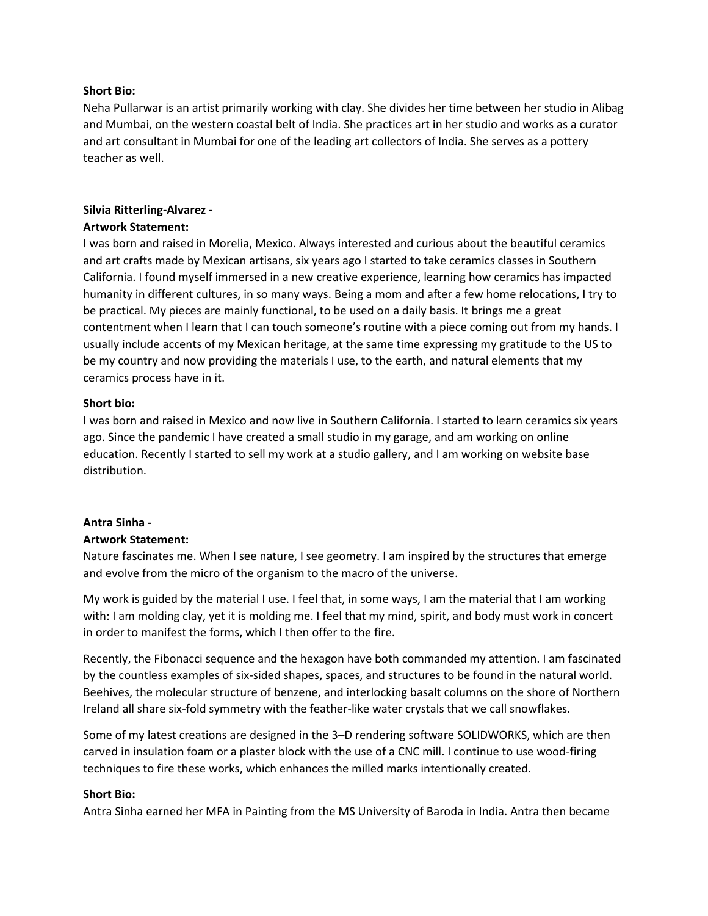**Short Bio:**
Neha Pullarwar is an artist primarily working with clay. She divides her time between her studio in Alibag and Mumbai, on the western coastal belt of India. She practices art in her studio and works as a curator and art consultant in Mumbai for one of the leading art collectors of India. She serves as a pottery teacher as well.

**Silvia Ritterling-Alvarez -**
**Artwork Statement:**
I was born and raised in Morelia, Mexico. Always interested and curious about the beautiful ceramics and art crafts made by Mexican artisans, six years ago I started to take ceramics classes in Southern California. I found myself immersed in a new creative experience, learning how ceramics has impacted humanity in different cultures, in so many ways. Being a mom and after a few home relocations, I try to be practical. My pieces are mainly functional, to be used on a daily basis. It brings me a great contentment when I learn that I can touch someone's routine with a piece coming out from my hands. I usually include accents of my Mexican heritage, at the same time expressing my gratitude to the US to be my country and now providing the materials I use, to the earth, and natural elements that my ceramics process have in it.

**Short bio:**
I was born and raised in Mexico and now live in Southern California. I started to learn ceramics six years ago. Since the pandemic I have created a small studio in my garage, and am working on online education. Recently I started to sell my work at a studio gallery, and I am working on website base distribution.

**Antra Sinha -**
**Artwork Statement:**
Nature fascinates me. When I see nature, I see geometry. I am inspired by the structures that emerge and evolve from the micro of the organism to the macro of the universe.

My work is guided by the material I use. I feel that, in some ways, I am the material that I am working with: I am molding clay, yet it is molding me. I feel that my mind, spirit, and body must work in concert in order to manifest the forms, which I then offer to the fire.

Recently, the Fibonacci sequence and the hexagon have both commanded my attention. I am fascinated by the countless examples of six-sided shapes, spaces, and structures to be found in the natural world. Beehives, the molecular structure of benzene, and interlocking basalt columns on the shore of Northern Ireland all share six-fold symmetry with the feather-like water crystals that we call snowflakes.

Some of my latest creations are designed in the 3–D rendering software SOLIDWORKS, which are then carved in insulation foam or a plaster block with the use of a CNC mill. I continue to use wood-firing techniques to fire these works, which enhances the milled marks intentionally created.

**Short Bio:**
Antra Sinha earned her MFA in Painting from the MS University of Baroda in India. Antra then became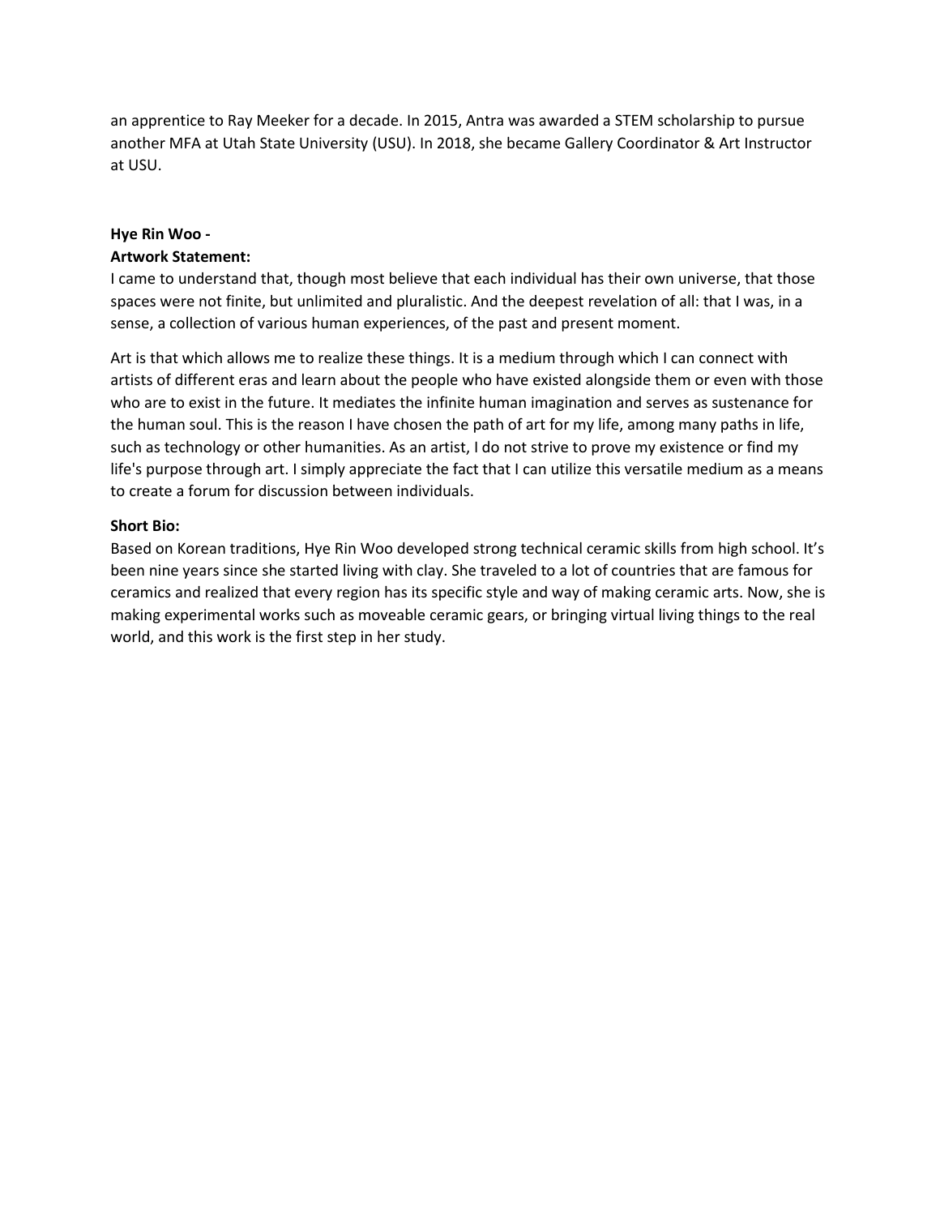an apprentice to Ray Meeker for a decade. In 2015, Antra was awarded a STEM scholarship to pursue another MFA at Utah State University (USU). In 2018, she became Gallery Coordinator & Art Instructor at USU.

**Hye Rin Woo -**

**Artwork Statement:**

I came to understand that, though most believe that each individual has their own universe, that those spaces were not finite, but unlimited and pluralistic. And the deepest revelation of all: that I was, in a sense, a collection of various human experiences, of the past and present moment.

Art is that which allows me to realize these things. It is a medium through which I can connect with artists of different eras and learn about the people who have existed alongside them or even with those who are to exist in the future. It mediates the infinite human imagination and serves as sustenance for the human soul. This is the reason I have chosen the path of art for my life, among many paths in life, such as technology or other humanities. As an artist, I do not strive to prove my existence or find my life's purpose through art. I simply appreciate the fact that I can utilize this versatile medium as a means to create a forum for discussion between individuals.

**Short Bio:**

Based on Korean traditions, Hye Rin Woo developed strong technical ceramic skills from high school. It's been nine years since she started living with clay. She traveled to a lot of countries that are famous for ceramics and realized that every region has its specific style and way of making ceramic arts. Now, she is making experimental works such as moveable ceramic gears, or bringing virtual living things to the real world, and this work is the first step in her study.